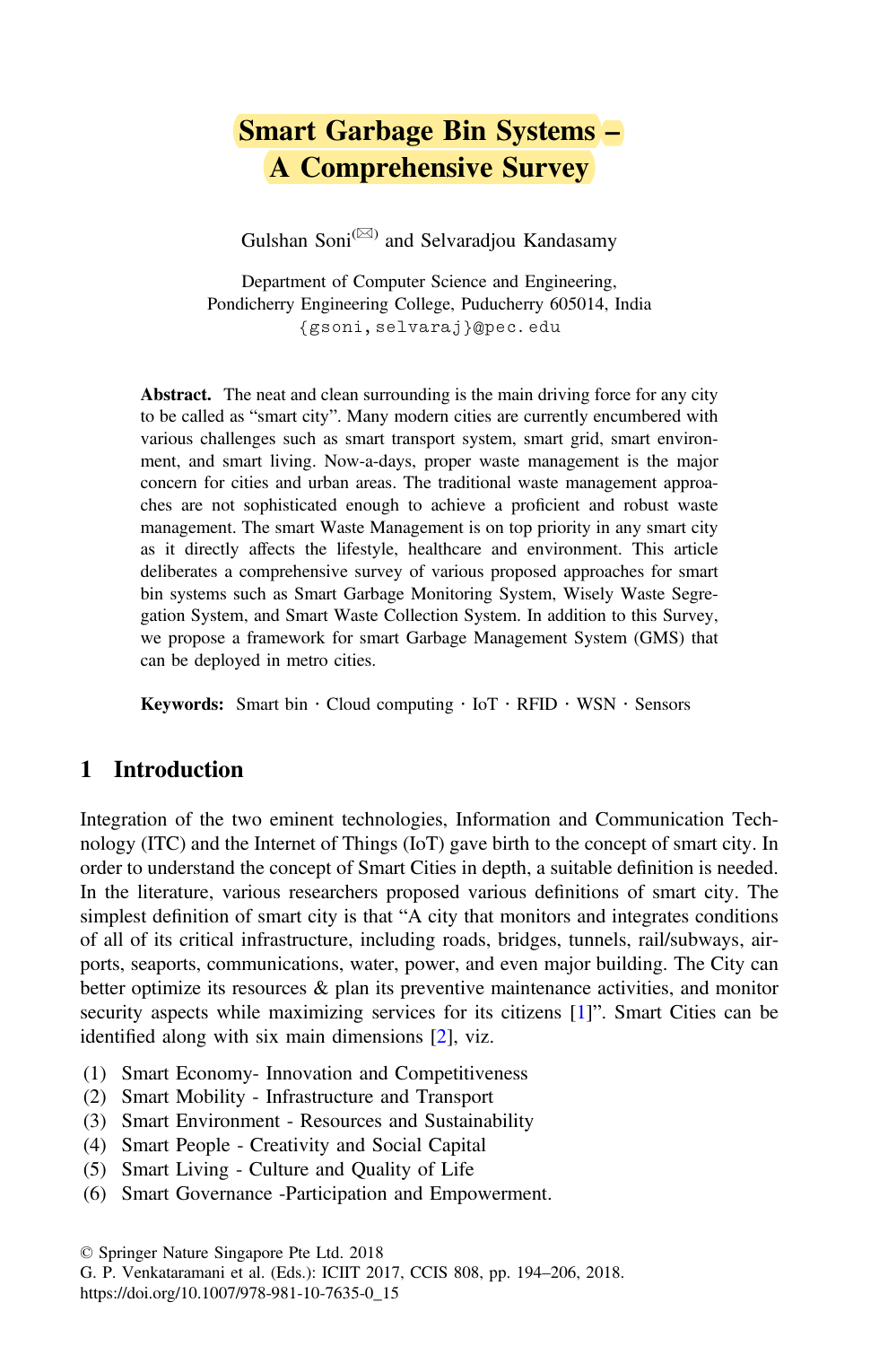# Smart Garbage Bin Systems – A Comprehensive Survey

Gulshan Soni[✉] and Selvaradjou Kandasamy

Department of Computer Science and Engineering,
Pondicherry Engineering College, Puducherry 605014, India
{gsoni, selvaraj}@pec.edu

**Abstract.** The neat and clean surrounding is the main driving force for any city to be called as "smart city". Many modern cities are currently encumbered with various challenges such as smart transport system, smart grid, smart environment, and smart living. Now-a-days, proper waste management is the major concern for cities and urban areas. The traditional waste management approaches are not sophisticated enough to achieve a proficient and robust waste management. The smart Waste Management is on top priority in any smart city as it directly affects the lifestyle, healthcare and environment. This article deliberates a comprehensive survey of various proposed approaches for smart bin systems such as Smart Garbage Monitoring System, Wisely Waste Segregation System, and Smart Waste Collection System. In addition to this Survey, we propose a framework for smart Garbage Management System (GMS) that can be deployed in metro cities.

**Keywords:** Smart bin · Cloud computing · IoT · RFID · WSN · Sensors

## 1 Introduction

Integration of the two eminent technologies, Information and Communication Technology (ITC) and the Internet of Things (IoT) gave birth to the concept of smart city. In order to understand the concept of Smart Cities in depth, a suitable definition is needed. In the literature, various researchers proposed various definitions of smart city. The simplest definition of smart city is that "A city that monitors and integrates conditions of all of its critical infrastructure, including roads, bridges, tunnels, rail/subways, airports, seaports, communications, water, power, and even major building. The City can better optimize its resources & plan its preventive maintenance activities, and monitor security aspects while maximizing services for its citizens [1]". Smart Cities can be identified along with six main dimensions [2], viz.

(1) Smart Economy- Innovation and Competitiveness
(2) Smart Mobility - Infrastructure and Transport
(3) Smart Environment - Resources and Sustainability
(4) Smart People - Creativity and Social Capital
(5) Smart Living - Culture and Quality of Life
(6) Smart Governance -Participation and Empowerment.

© Springer Nature Singapore Pte Ltd. 2018
G. P. Venkataramani et al. (Eds.): ICIIT 2017, CCIS 808, pp. 194–206, 2018.
https://doi.org/10.1007/978-981-10-7635-0_15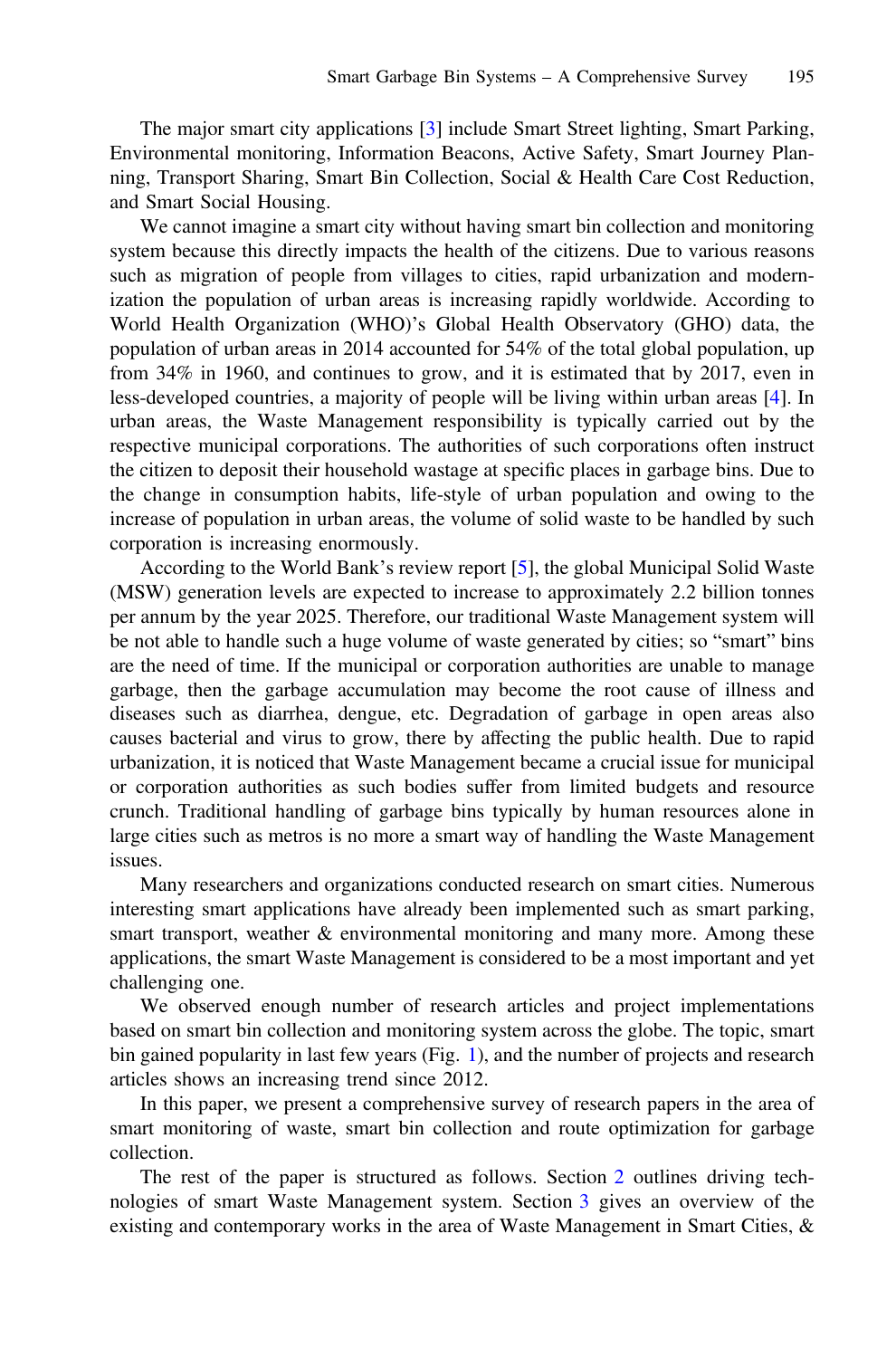The major smart city applications [3] include Smart Street lighting, Smart Parking, Environmental monitoring, Information Beacons, Active Safety, Smart Journey Planning, Transport Sharing, Smart Bin Collection, Social & Health Care Cost Reduction, and Smart Social Housing.

We cannot imagine a smart city without having smart bin collection and monitoring system because this directly impacts the health of the citizens. Due to various reasons such as migration of people from villages to cities, rapid urbanization and modernization the population of urban areas is increasing rapidly worldwide. According to World Health Organization (WHO)'s Global Health Observatory (GHO) data, the population of urban areas in 2014 accounted for 54% of the total global population, up from 34% in 1960, and continues to grow, and it is estimated that by 2017, even in less-developed countries, a majority of people will be living within urban areas [4]. In urban areas, the Waste Management responsibility is typically carried out by the respective municipal corporations. The authorities of such corporations often instruct the citizen to deposit their household wastage at specific places in garbage bins. Due to the change in consumption habits, life-style of urban population and owing to the increase of population in urban areas, the volume of solid waste to be handled by such corporation is increasing enormously.

According to the World Bank's review report [5], the global Municipal Solid Waste (MSW) generation levels are expected to increase to approximately 2.2 billion tonnes per annum by the year 2025. Therefore, our traditional Waste Management system will be not able to handle such a huge volume of waste generated by cities; so "smart" bins are the need of time. If the municipal or corporation authorities are unable to manage garbage, then the garbage accumulation may become the root cause of illness and diseases such as diarrhea, dengue, etc. Degradation of garbage in open areas also causes bacterial and virus to grow, there by affecting the public health. Due to rapid urbanization, it is noticed that Waste Management became a crucial issue for municipal or corporation authorities as such bodies suffer from limited budgets and resource crunch. Traditional handling of garbage bins typically by human resources alone in large cities such as metros is no more a smart way of handling the Waste Management issues.

Many researchers and organizations conducted research on smart cities. Numerous interesting smart applications have already been implemented such as smart parking, smart transport, weather & environmental monitoring and many more. Among these applications, the smart Waste Management is considered to be a most important and yet challenging one.

We observed enough number of research articles and project implementations based on smart bin collection and monitoring system across the globe. The topic, smart bin gained popularity in last few years (Fig. 1), and the number of projects and research articles shows an increasing trend since 2012.

In this paper, we present a comprehensive survey of research papers in the area of smart monitoring of waste, smart bin collection and route optimization for garbage collection.

The rest of the paper is structured as follows. Section 2 outlines driving technologies of smart Waste Management system. Section 3 gives an overview of the existing and contemporary works in the area of Waste Management in Smart Cities, &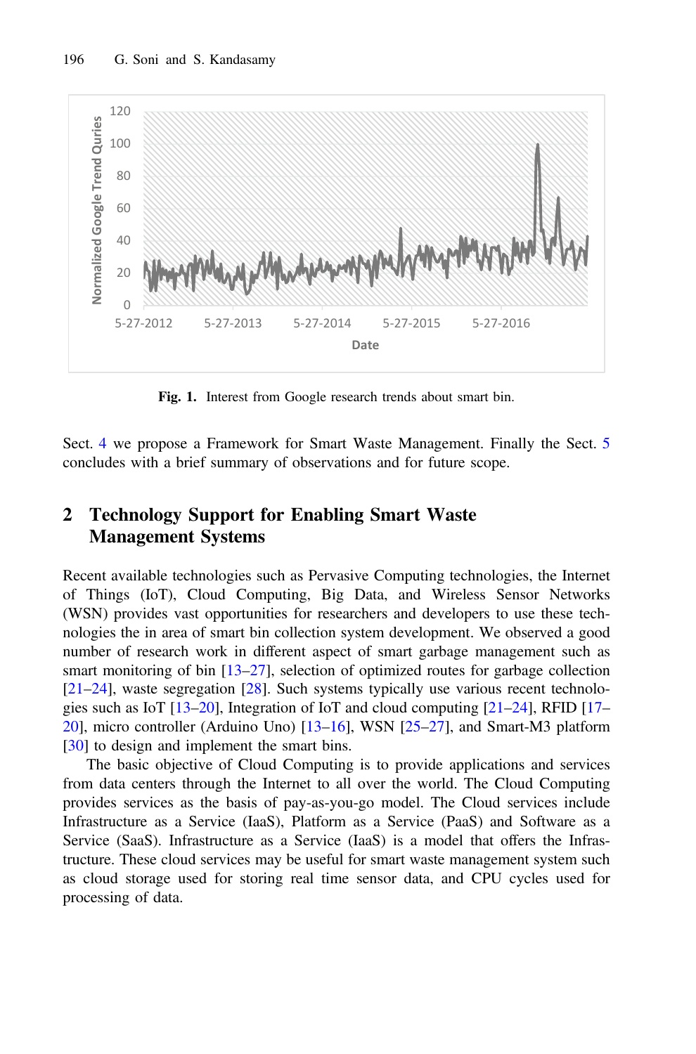Fig. 1. Interest from Google research trends about smart bin.

Sect. 4 we propose a Framework for Smart Waste Management. Finally the Sect. 5 concludes with a brief summary of observations and for future scope.

## 2 Technology Support for Enabling Smart Waste Management Systems

Recent available technologies such as Pervasive Computing technologies, the Internet of Things (IoT), Cloud Computing, Big Data, and Wireless Sensor Networks (WSN) provides vast opportunities for researchers and developers to use these technologies the in area of smart bin collection system development. We observed a good number of research work in different aspect of smart garbage management such as smart monitoring of bin [13–27], selection of optimized routes for garbage collection [21–24], waste segregation [28]. Such systems typically use various recent technologies such as IoT [13–20], Integration of IoT and cloud computing [21–24], RFID [17–20], micro controller (Arduino Uno) [13–16], WSN [25–27], and Smart-M3 platform [30] to design and implement the smart bins.

The basic objective of Cloud Computing is to provide applications and services from data centers through the Internet to all over the world. The Cloud Computing provides services as the basis of pay-as-you-go model. The Cloud services include Infrastructure as a Service (IaaS), Platform as a Service (PaaS) and Software as a Service (SaaS). Infrastructure as a Service (IaaS) is a model that offers the Infrastructure. These cloud services may be useful for smart waste management system such as cloud storage used for storing real time sensor data, and CPU cycles used for processing of data.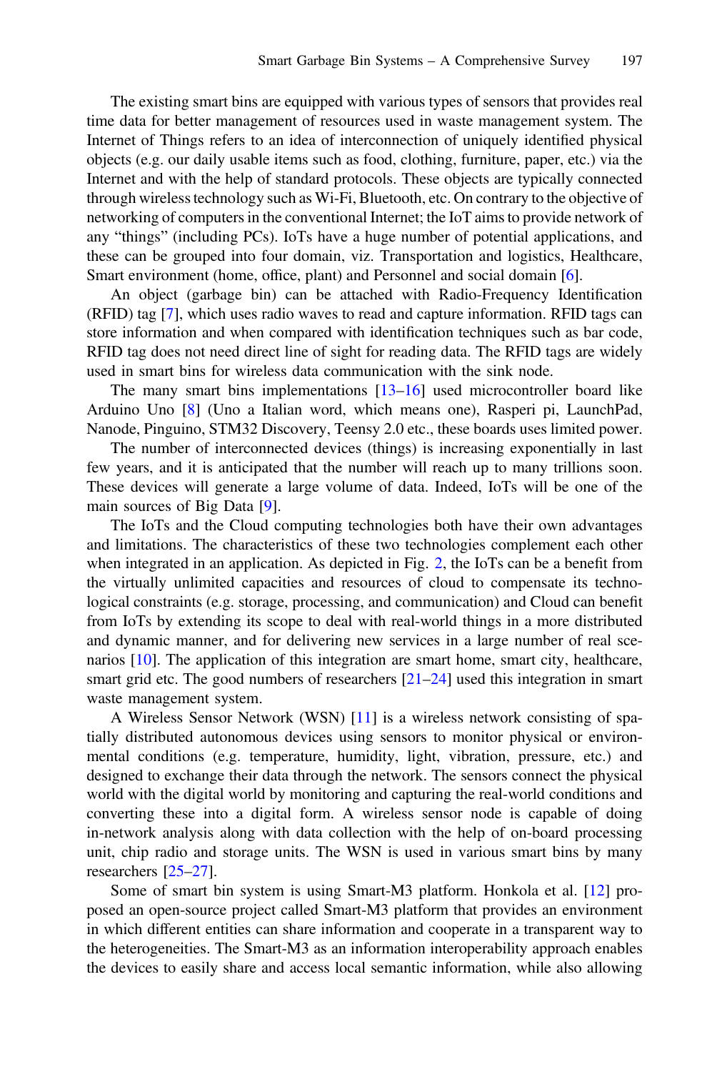The existing smart bins are equipped with various types of sensors that provides real time data for better management of resources used in waste management system. The Internet of Things refers to an idea of interconnection of uniquely identified physical objects (e.g. our daily usable items such as food, clothing, furniture, paper, etc.) via the Internet and with the help of standard protocols. These objects are typically connected through wireless technology such as Wi-Fi, Bluetooth, etc. On contrary to the objective of networking of computers in the conventional Internet; the IoT aims to provide network of any "things" (including PCs). IoTs have a huge number of potential applications, and these can be grouped into four domain, viz. Transportation and logistics, Healthcare, Smart environment (home, office, plant) and Personnel and social domain [6].

An object (garbage bin) can be attached with Radio-Frequency Identification (RFID) tag [7], which uses radio waves to read and capture information. RFID tags can store information and when compared with identification techniques such as bar code, RFID tag does not need direct line of sight for reading data. The RFID tags are widely used in smart bins for wireless data communication with the sink node.

The many smart bins implementations [13–16] used microcontroller board like Arduino Uno [8] (Uno a Italian word, which means one), Rasperi pi, LaunchPad, Nanode, Pinguino, STM32 Discovery, Teensy 2.0 etc., these boards uses limited power.

The number of interconnected devices (things) is increasing exponentially in last few years, and it is anticipated that the number will reach up to many trillions soon. These devices will generate a large volume of data. Indeed, IoTs will be one of the main sources of Big Data [9].

The IoTs and the Cloud computing technologies both have their own advantages and limitations. The characteristics of these two technologies complement each other when integrated in an application. As depicted in Fig. 2, the IoTs can be a benefit from the virtually unlimited capacities and resources of cloud to compensate its technological constraints (e.g. storage, processing, and communication) and Cloud can benefit from IoTs by extending its scope to deal with real-world things in a more distributed and dynamic manner, and for delivering new services in a large number of real scenarios [10]. The application of this integration are smart home, smart city, healthcare, smart grid etc. The good numbers of researchers [21–24] used this integration in smart waste management system.

A Wireless Sensor Network (WSN) [11] is a wireless network consisting of spatially distributed autonomous devices using sensors to monitor physical or environmental conditions (e.g. temperature, humidity, light, vibration, pressure, etc.) and designed to exchange their data through the network. The sensors connect the physical world with the digital world by monitoring and capturing the real-world conditions and converting these into a digital form. A wireless sensor node is capable of doing in-network analysis along with data collection with the help of on-board processing unit, chip radio and storage units. The WSN is used in various smart bins by many researchers [25–27].

Some of smart bin system is using Smart-M3 platform. Honkola et al. [12] proposed an open-source project called Smart-M3 platform that provides an environment in which different entities can share information and cooperate in a transparent way to the heterogeneities. The Smart-M3 as an information interoperability approach enables the devices to easily share and access local semantic information, while also allowing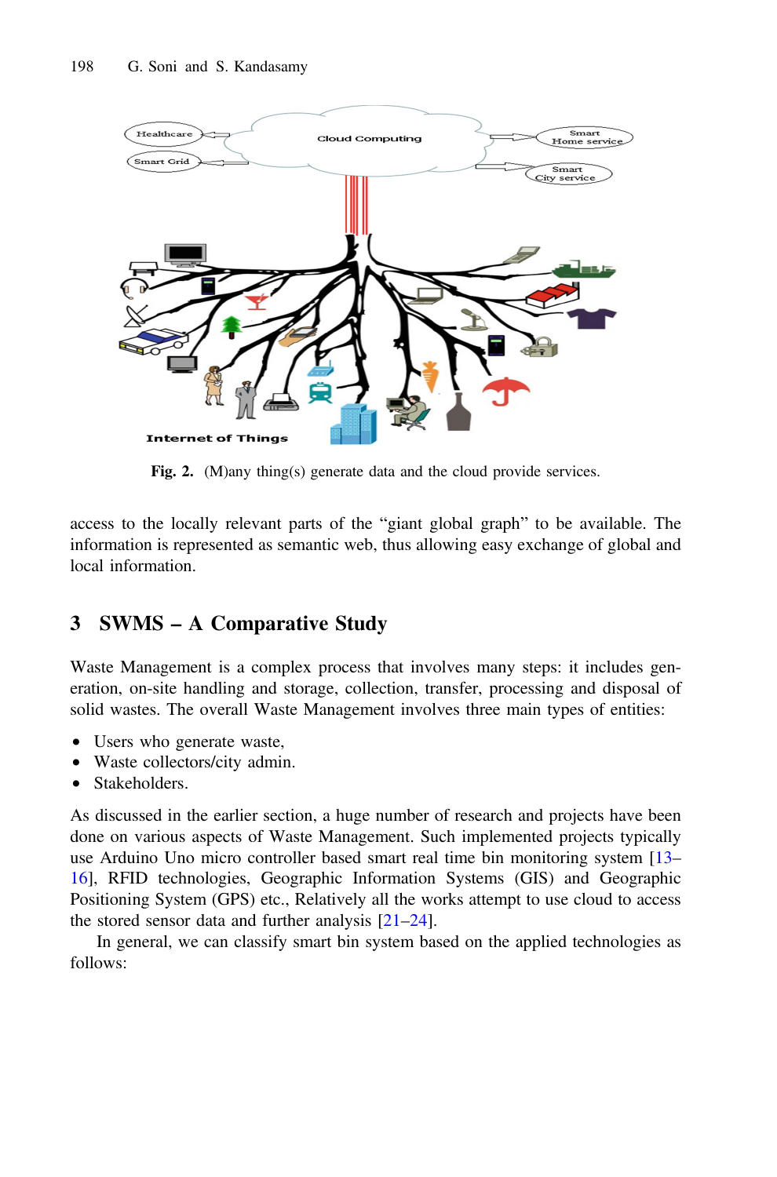Fig. 2. (M)any thing(s) generate data and the cloud provide services.

access to the locally relevant parts of the “giant global graph” to be available. The information is represented as semantic web, thus allowing easy exchange of global and local information.

## 3 SWMS – A Comparative Study

Waste Management is a complex process that involves many steps: it includes generation, on-site handling and storage, collection, transfer, processing and disposal of solid wastes. The overall Waste Management involves three main types of entities:

- Users who generate waste,
- Waste collectors/city admin.
- Stakeholders.

As discussed in the earlier section, a huge number of research and projects have been done on various aspects of Waste Management. Such implemented projects typically use Arduino Uno micro controller based smart real time bin monitoring system [13–16], RFID technologies, Geographic Information Systems (GIS) and Geographic Positioning System (GPS) etc., Relatively all the works attempt to use cloud to access the stored sensor data and further analysis [21–24].

In general, we can classify smart bin system based on the applied technologies as follows: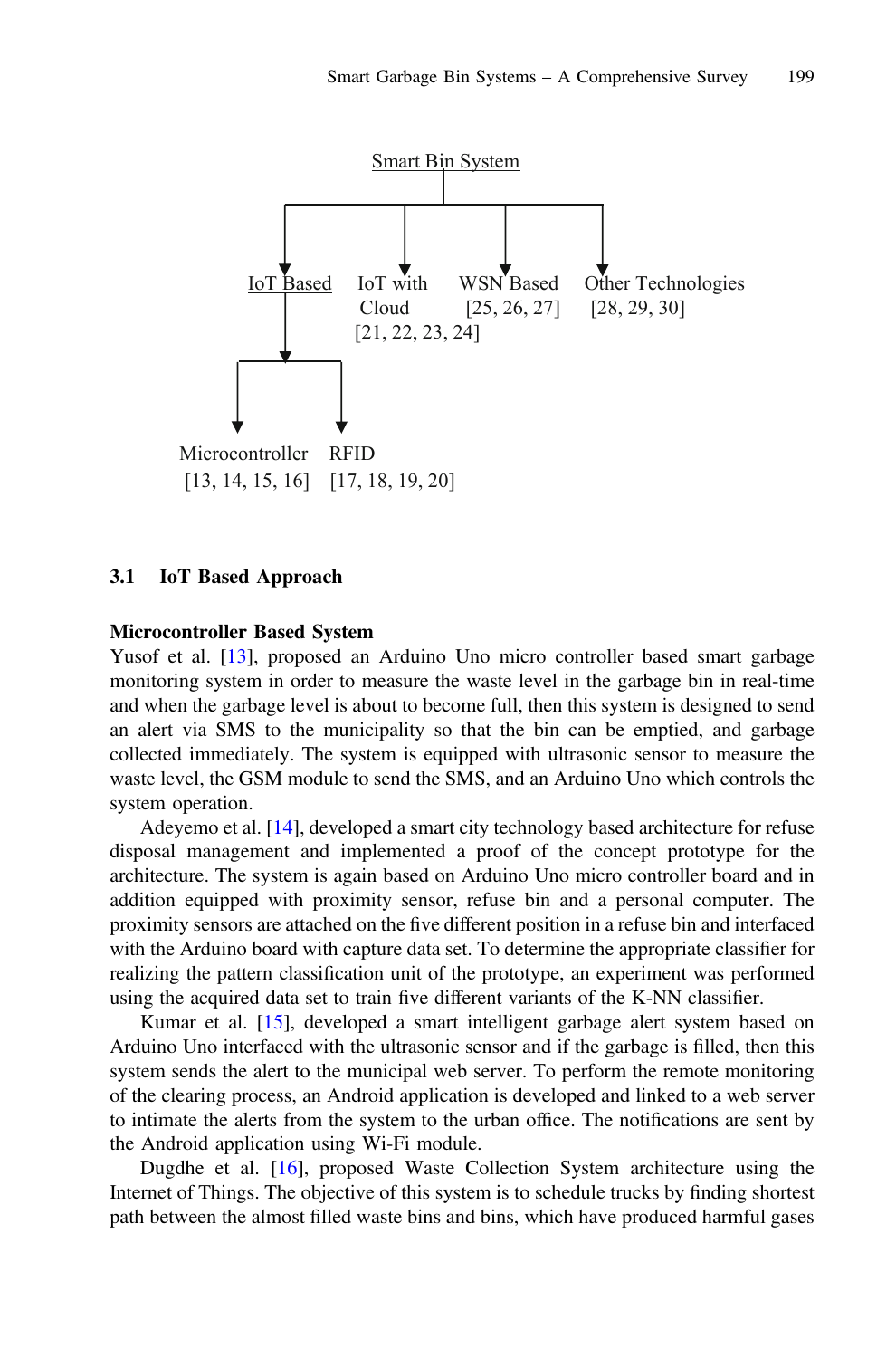Smart Bin System

IoT Based

IoT with Cloud [21, 22, 23, 24]

WSN Based [25, 26, 27]

Other Technologies [28, 29, 30]

Microcontroller [13, 14, 15, 16]

RFID [17, 18, 19, 20]

## 3.1 IoT Based Approach

**Microcontroller Based System**

Yusof et al. [13], proposed an Arduino Uno micro controller based smart garbage monitoring system in order to measure the waste level in the garbage bin in real-time and when the garbage level is about to become full, then this system is designed to send an alert via SMS to the municipality so that the bin can be emptied, and garbage collected immediately. The system is equipped with ultrasonic sensor to measure the waste level, the GSM module to send the SMS, and an Arduino Uno which controls the system operation.

Adeyemo et al. [14], developed a smart city technology based architecture for refuse disposal management and implemented a proof of the concept prototype for the architecture. The system is again based on Arduino Uno micro controller board and in addition equipped with proximity sensor, refuse bin and a personal computer. The proximity sensors are attached on the five different position in a refuse bin and interfaced with the Arduino board with capture data set. To determine the appropriate classifier for realizing the pattern classification unit of the prototype, an experiment was performed using the acquired data set to train five different variants of the K-NN classifier.

Kumar et al. [15], developed a smart intelligent garbage alert system based on Arduino Uno interfaced with the ultrasonic sensor and if the garbage is filled, then this system sends the alert to the municipal web server. To perform the remote monitoring of the clearing process, an Android application is developed and linked to a web server to intimate the alerts from the system to the urban office. The notifications are sent by the Android application using Wi-Fi module.

Dugdhe et al. [16], proposed Waste Collection System architecture using the Internet of Things. The objective of this system is to schedule trucks by finding shortest path between the almost filled waste bins and bins, which have produced harmful gases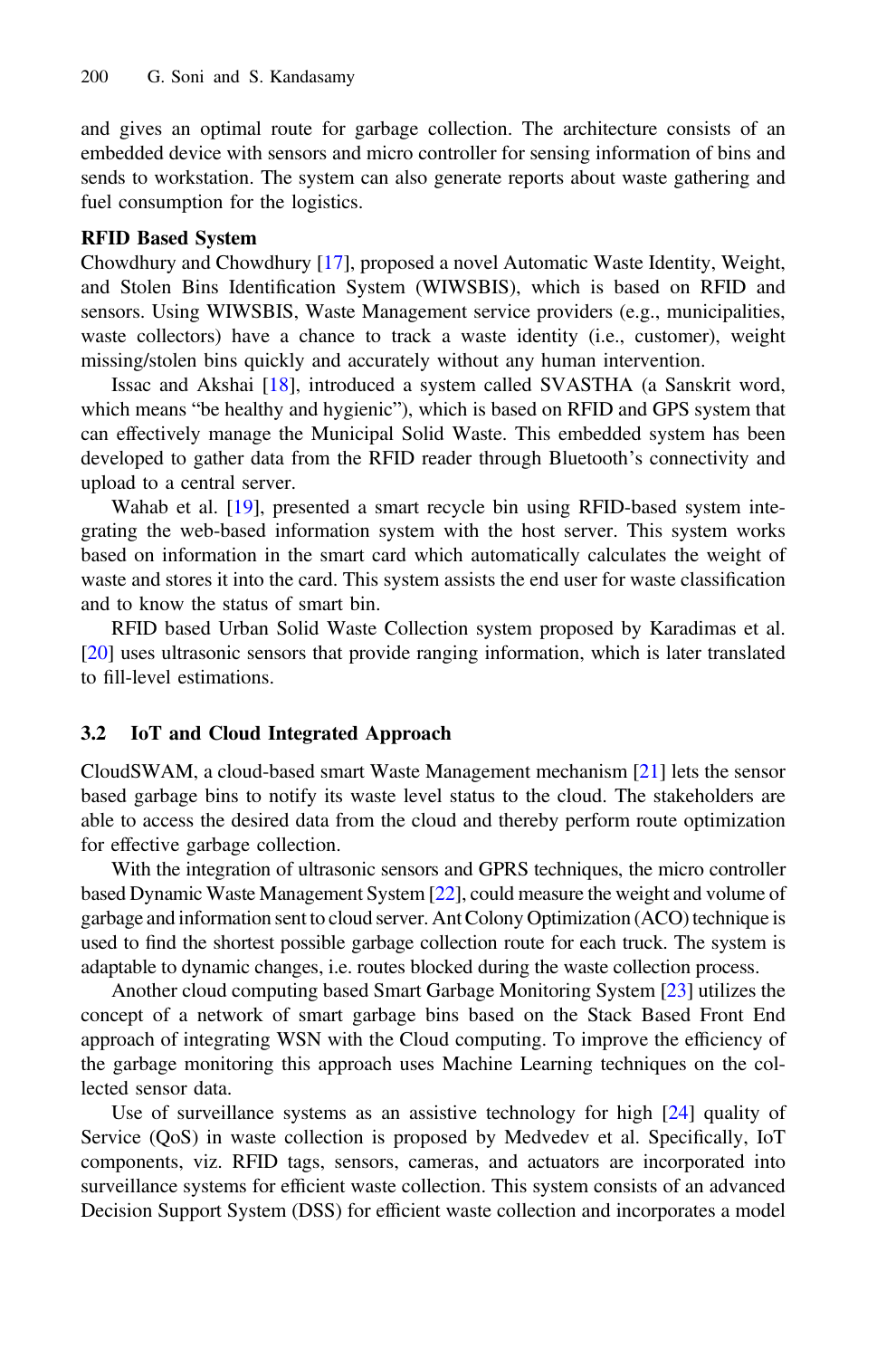and gives an optimal route for garbage collection. The architecture consists of an embedded device with sensors and micro controller for sensing information of bins and sends to workstation. The system can also generate reports about waste gathering and fuel consumption for the logistics.

**RFID Based System**

Chowdhury and Chowdhury [17], proposed a novel Automatic Waste Identity, Weight, and Stolen Bins Identification System (WIWSBIS), which is based on RFID and sensors. Using WIWSBIS, Waste Management service providers (e.g., municipalities, waste collectors) have a chance to track a waste identity (i.e., customer), weight missing/stolen bins quickly and accurately without any human intervention.

Issac and Akshai [18], introduced a system called SVASTHA (a Sanskrit word, which means "be healthy and hygienic"), which is based on RFID and GPS system that can effectively manage the Municipal Solid Waste. This embedded system has been developed to gather data from the RFID reader through Bluetooth's connectivity and upload to a central server.

Wahab et al. [19], presented a smart recycle bin using RFID-based system integrating the web-based information system with the host server. This system works based on information in the smart card which automatically calculates the weight of waste and stores it into the card. This system assists the end user for waste classification and to know the status of smart bin.

RFID based Urban Solid Waste Collection system proposed by Karadimas et al. [20] uses ultrasonic sensors that provide ranging information, which is later translated to fill-level estimations.

### 3.2 IoT and Cloud Integrated Approach

CloudSWAM, a cloud-based smart Waste Management mechanism [21] lets the sensor based garbage bins to notify its waste level status to the cloud. The stakeholders are able to access the desired data from the cloud and thereby perform route optimization for effective garbage collection.

With the integration of ultrasonic sensors and GPRS techniques, the micro controller based Dynamic Waste Management System [22], could measure the weight and volume of garbage and information sent to cloud server. Ant Colony Optimization (ACO) technique is used to find the shortest possible garbage collection route for each truck. The system is adaptable to dynamic changes, i.e. routes blocked during the waste collection process.

Another cloud computing based Smart Garbage Monitoring System [23] utilizes the concept of a network of smart garbage bins based on the Stack Based Front End approach of integrating WSN with the Cloud computing. To improve the efficiency of the garbage monitoring this approach uses Machine Learning techniques on the collected sensor data.

Use of surveillance systems as an assistive technology for high [24] quality of Service (QoS) in waste collection is proposed by Medvedev et al. Specifically, IoT components, viz. RFID tags, sensors, cameras, and actuators are incorporated into surveillance systems for efficient waste collection. This system consists of an advanced Decision Support System (DSS) for efficient waste collection and incorporates a model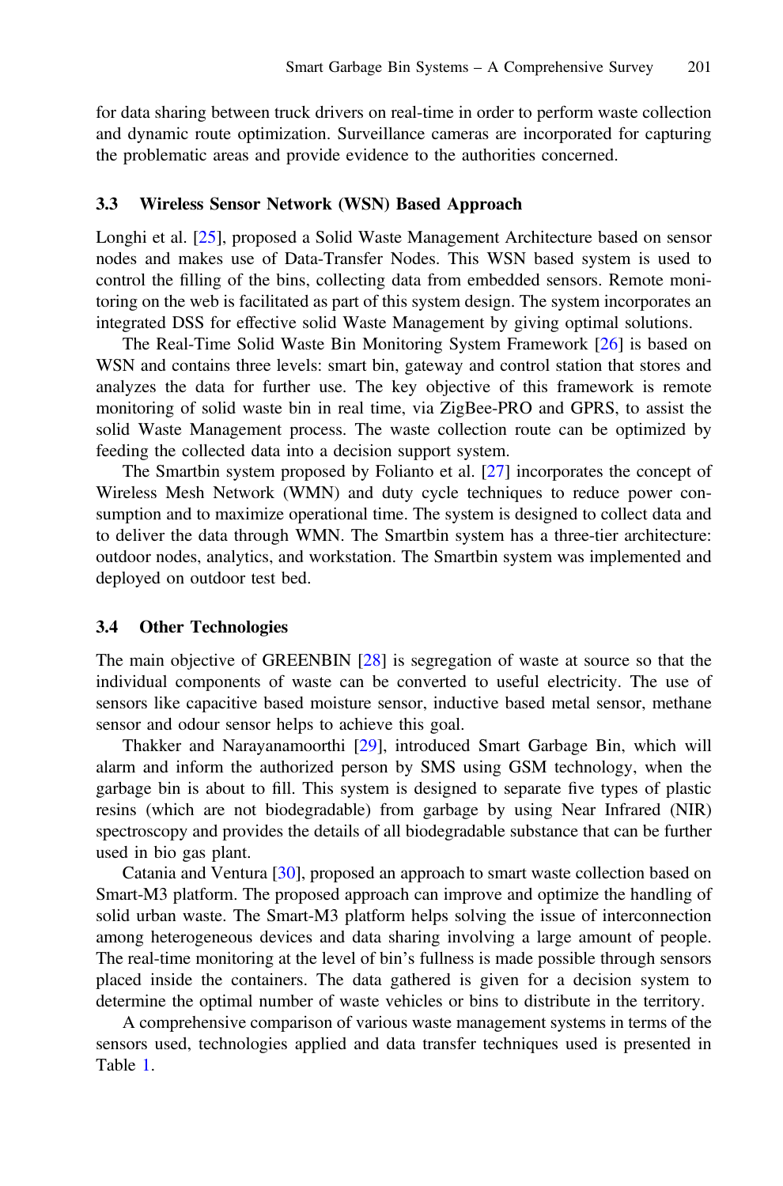for data sharing between truck drivers on real-time in order to perform waste collection and dynamic route optimization. Surveillance cameras are incorporated for capturing the problematic areas and provide evidence to the authorities concerned.

### 3.3 Wireless Sensor Network (WSN) Based Approach

Longhi et al. [25], proposed a Solid Waste Management Architecture based on sensor nodes and makes use of Data-Transfer Nodes. This WSN based system is used to control the filling of the bins, collecting data from embedded sensors. Remote monitoring on the web is facilitated as part of this system design. The system incorporates an integrated DSS for effective solid Waste Management by giving optimal solutions.

The Real-Time Solid Waste Bin Monitoring System Framework [26] is based on WSN and contains three levels: smart bin, gateway and control station that stores and analyzes the data for further use. The key objective of this framework is remote monitoring of solid waste bin in real time, via ZigBee-PRO and GPRS, to assist the solid Waste Management process. The waste collection route can be optimized by feeding the collected data into a decision support system.

The Smartbin system proposed by Folianto et al. [27] incorporates the concept of Wireless Mesh Network (WMN) and duty cycle techniques to reduce power consumption and to maximize operational time. The system is designed to collect data and to deliver the data through WMN. The Smartbin system has a three-tier architecture: outdoor nodes, analytics, and workstation. The Smartbin system was implemented and deployed on outdoor test bed.

### 3.4 Other Technologies

The main objective of GREENBIN [28] is segregation of waste at source so that the individual components of waste can be converted to useful electricity. The use of sensors like capacitive based moisture sensor, inductive based metal sensor, methane sensor and odour sensor helps to achieve this goal.

Thakker and Narayanamoorthi [29], introduced Smart Garbage Bin, which will alarm and inform the authorized person by SMS using GSM technology, when the garbage bin is about to fill. This system is designed to separate five types of plastic resins (which are not biodegradable) from garbage by using Near Infrared (NIR) spectroscopy and provides the details of all biodegradable substance that can be further used in bio gas plant.

Catania and Ventura [30], proposed an approach to smart waste collection based on Smart-M3 platform. The proposed approach can improve and optimize the handling of solid urban waste. The Smart-M3 platform helps solving the issue of interconnection among heterogeneous devices and data sharing involving a large amount of people. The real-time monitoring at the level of bin's fullness is made possible through sensors placed inside the containers. The data gathered is given for a decision system to determine the optimal number of waste vehicles or bins to distribute in the territory.

A comprehensive comparison of various waste management systems in terms of the sensors used, technologies applied and data transfer techniques used is presented in Table 1.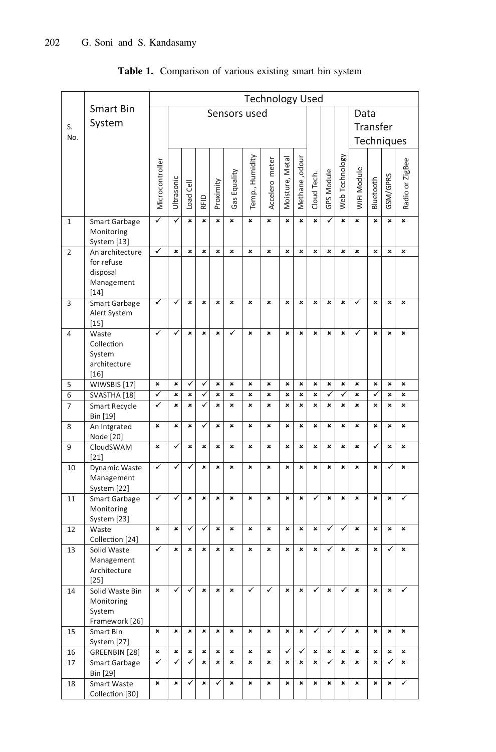**Table 1.** Comparison of various existing smart bin system

| S. No. | Smart Bin System | Technology Used | | | | | | | | | | | | | | | | | |
|---|---|---|---|---|---|---|---|---|---|---|---|---|---|---|---|---|---|---|---|
| | | | Sensors used | | | | | | | | | | | | Data Transfer Techniques | | | |
| | | Microcontroller | Ultrasonic | Load Cell | RFID | Proximity | Gas Equality | Temp., Humidity | Accelero meter | Moisture, Metal | Methane, odour | Cloud Tech. | GPS Module | Web Technology | WiFi Module | Bluetooth | GSM/GPRS | Radio or ZigBee |
| 1 | Smart Garbage Monitoring System [13] | ✓ | ✓ | × | × | × | × | × | × | × | × | × | ✓ | × | × | × | × | × |
| 2 | An architecture for refuse disposal Management [14] | ✓ | × | × | × | × | × | × | × | × | × | × | × | × | × | × | × | × |
| 3 | Smart Garbage Alert System [15] | ✓ | ✓ | × | × | × | × | × | × | × | × | × | × | × | ✓ | × | × | × |
| 4 | Waste Collection System architecture [16] | ✓ | ✓ | × | × | × | ✓ | × | × | × | × | × | × | × | ✓ | × | × | × |
| 5 | WIWSBIS [17] | × | × | ✓ | ✓ | × | × | × | × | × | × | × | × | × | × | × | × | × |
| 6 | SVASTHA [18] | ✓ | × | × | ✓ | × | × | × | × | × | × | × | ✓ | ✓ | × | ✓ | × | × |
| 7 | Smart Recycle Bin [19] | ✓ | × | × | ✓ | × | × | × | × | × | × | × | × | × | × | × | × | × |
| 8 | An Intgrated Node [20] | × | × | × | ✓ | × | × | × | × | × | × | × | × | × | × | × | × | × |
| 9 | CloudSWAM [21] | × | ✓ | × | × | × | × | × | × | × | × | × | × | × | × | ✓ | × | × |
| 10 | Dynamic Waste Management System [22] | ✓ | ✓ | ✓ | × | × | × | × | × | × | × | × | × | × | × | × | ✓ | × |
| 11 | Smart Garbage Monitoring System [23] | ✓ | ✓ | × | × | × | × | × | × | × | × | ✓ | × | × | × | × | × | ✓ |
| 12 | Waste Collection [24] | × | × | ✓ | ✓ | × | × | × | × | × | × | × | ✓ | ✓ | × | × | × | × |
| 13 | Solid Waste Management Architecture [25] | ✓ | × | × | × | × | × | × | × | × | × | × | ✓ | × | × | × | ✓ | × |
| 14 | Solid Waste Bin Monitoring System Framework [26] | × | ✓ | ✓ | × | × | × | ✓ | ✓ | × | × | ✓ | × | ✓ | × | × | × | ✓ |
| 15 | Smart Bin System [27] | × | × | × | × | × | × | × | × | × | × | ✓ | ✓ | ✓ | × | × | × | × |
| 16 | GREENBIN [28] | × | × | × | × | × | × | × | × | ✓ | ✓ | × | × | × | × | × | × | × |
| 17 | Smart Garbage Bin [29] | ✓ | ✓ | ✓ | × | × | × | × | × | × | × | × | ✓ | × | × | × | ✓ | × |
| 18 | Smart Waste Collection [30] | × | × | ✓ | × | ✓ | × | × | × | × | × | × | × | × | × | × | × | ✓ |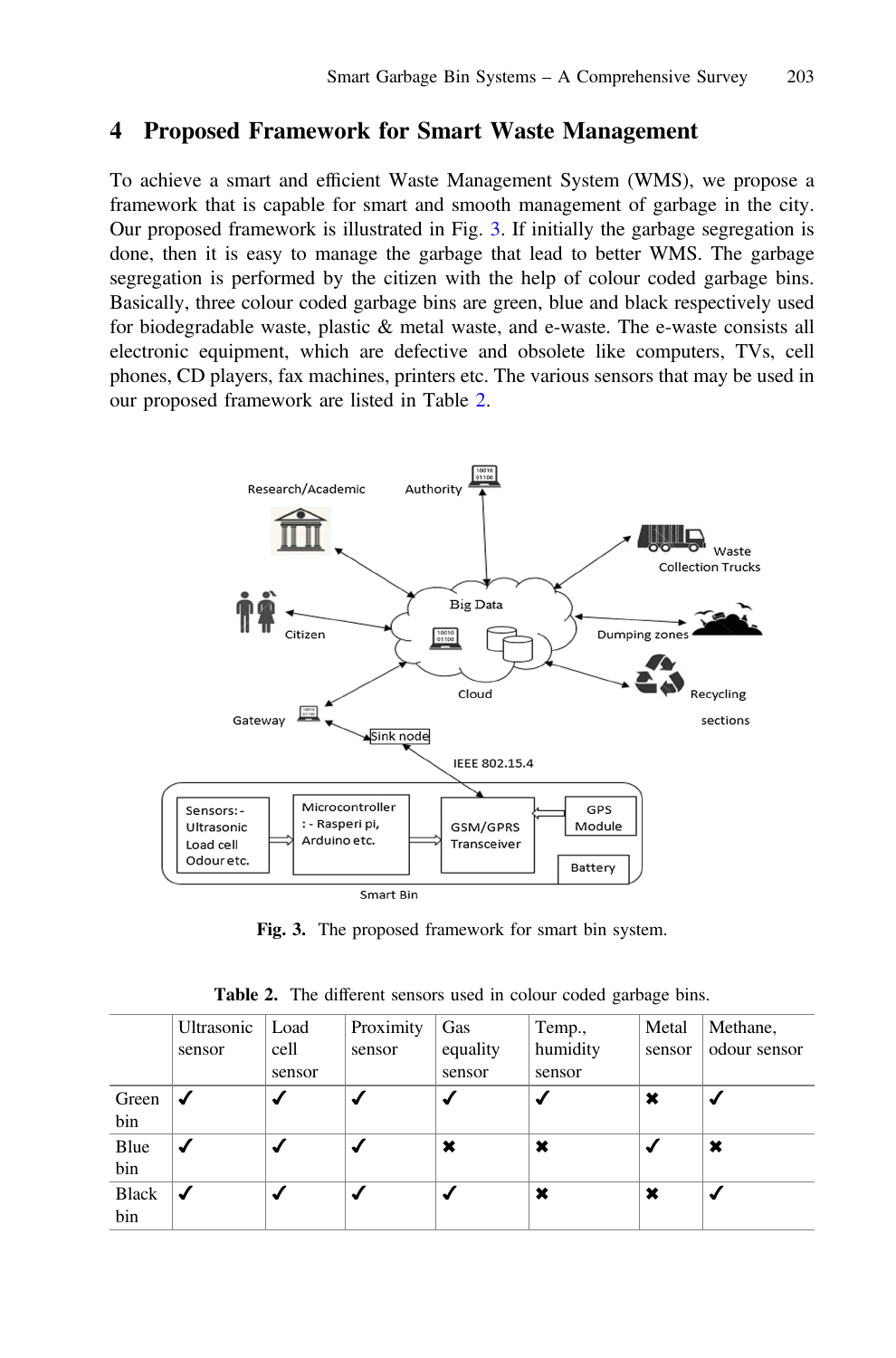## 4 Proposed Framework for Smart Waste Management

To achieve a smart and efficient Waste Management System (WMS), we propose a framework that is capable for smart and smooth management of garbage in the city. Our proposed framework is illustrated in Fig. 3. If initially the garbage segregation is done, then it is easy to manage the garbage that lead to better WMS. The garbage segregation is performed by the citizen with the help of colour coded garbage bins. Basically, three colour coded garbage bins are green, blue and black respectively used for biodegradable waste, plastic & metal waste, and e-waste. The e-waste consists all electronic equipment, which are defective and obsolete like computers, TVs, cell phones, CD players, fax machines, printers etc. The various sensors that may be used in our proposed framework are listed in Table 2.

**Fig. 3.** The proposed framework for smart bin system.

**Table 2.** The different sensors used in colour coded garbage bins.

| | Ultrasonic sensor | Load cell sensor | Proximity sensor | Gas equality sensor | Temp., humidity sensor | Metal sensor | Methane, odour sensor |
|---|---|---|---|---|---|---|---|
| Green bin | ✔ | ✔ | ✔ | ✔ | ✔ | ✖ | ✔ |
| Blue bin | ✔ | ✔ | ✔ | ✖ | ✖ | ✔ | ✖ |
| Black bin | ✔ | ✔ | ✔ | ✔ | ✖ | ✖ | ✔ |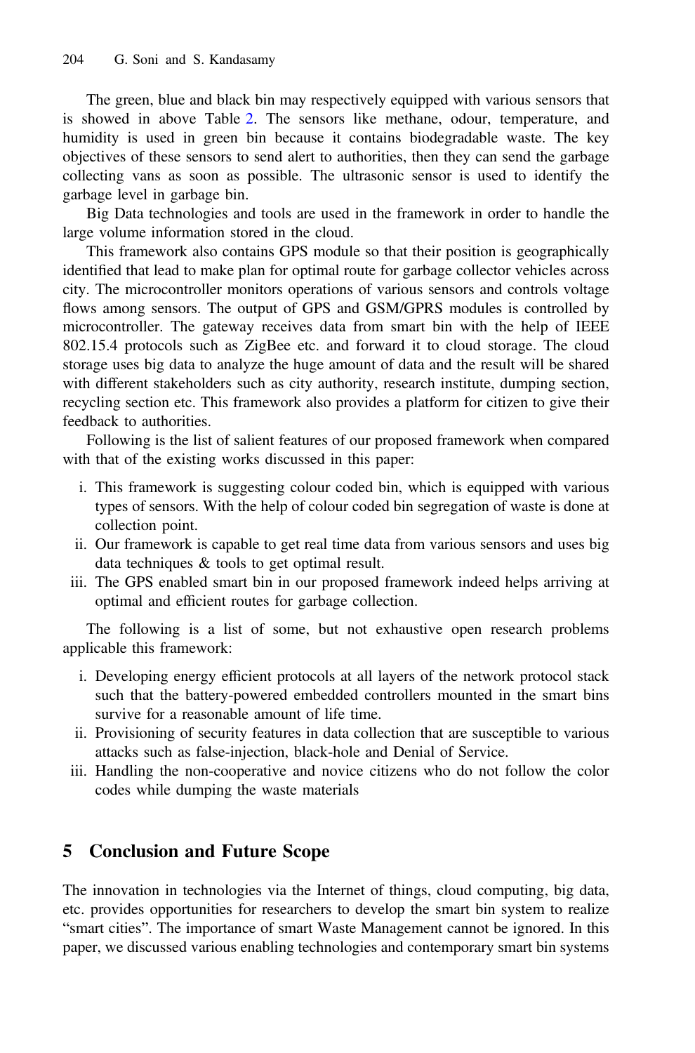The green, blue and black bin may respectively equipped with various sensors that is showed in above Table 2. The sensors like methane, odour, temperature, and humidity is used in green bin because it contains biodegradable waste. The key objectives of these sensors to send alert to authorities, then they can send the garbage collecting vans as soon as possible. The ultrasonic sensor is used to identify the garbage level in garbage bin.

Big Data technologies and tools are used in the framework in order to handle the large volume information stored in the cloud.

This framework also contains GPS module so that their position is geographically identified that lead to make plan for optimal route for garbage collector vehicles across city. The microcontroller monitors operations of various sensors and controls voltage flows among sensors. The output of GPS and GSM/GPRS modules is controlled by microcontroller. The gateway receives data from smart bin with the help of IEEE 802.15.4 protocols such as ZigBee etc. and forward it to cloud storage. The cloud storage uses big data to analyze the huge amount of data and the result will be shared with different stakeholders such as city authority, research institute, dumping section, recycling section etc. This framework also provides a platform for citizen to give their feedback to authorities.

Following is the list of salient features of our proposed framework when compared with that of the existing works discussed in this paper:

i. This framework is suggesting colour coded bin, which is equipped with various types of sensors. With the help of colour coded bin segregation of waste is done at collection point.
ii. Our framework is capable to get real time data from various sensors and uses big data techniques & tools to get optimal result.
iii. The GPS enabled smart bin in our proposed framework indeed helps arriving at optimal and efficient routes for garbage collection.

The following is a list of some, but not exhaustive open research problems applicable this framework:

i. Developing energy efficient protocols at all layers of the network protocol stack such that the battery-powered embedded controllers mounted in the smart bins survive for a reasonable amount of life time.
ii. Provisioning of security features in data collection that are susceptible to various attacks such as false-injection, black-hole and Denial of Service.
iii. Handling the non-cooperative and novice citizens who do not follow the color codes while dumping the waste materials

## 5 Conclusion and Future Scope

The innovation in technologies via the Internet of things, cloud computing, big data, etc. provides opportunities for researchers to develop the smart bin system to realize "smart cities". The importance of smart Waste Management cannot be ignored. In this paper, we discussed various enabling technologies and contemporary smart bin systems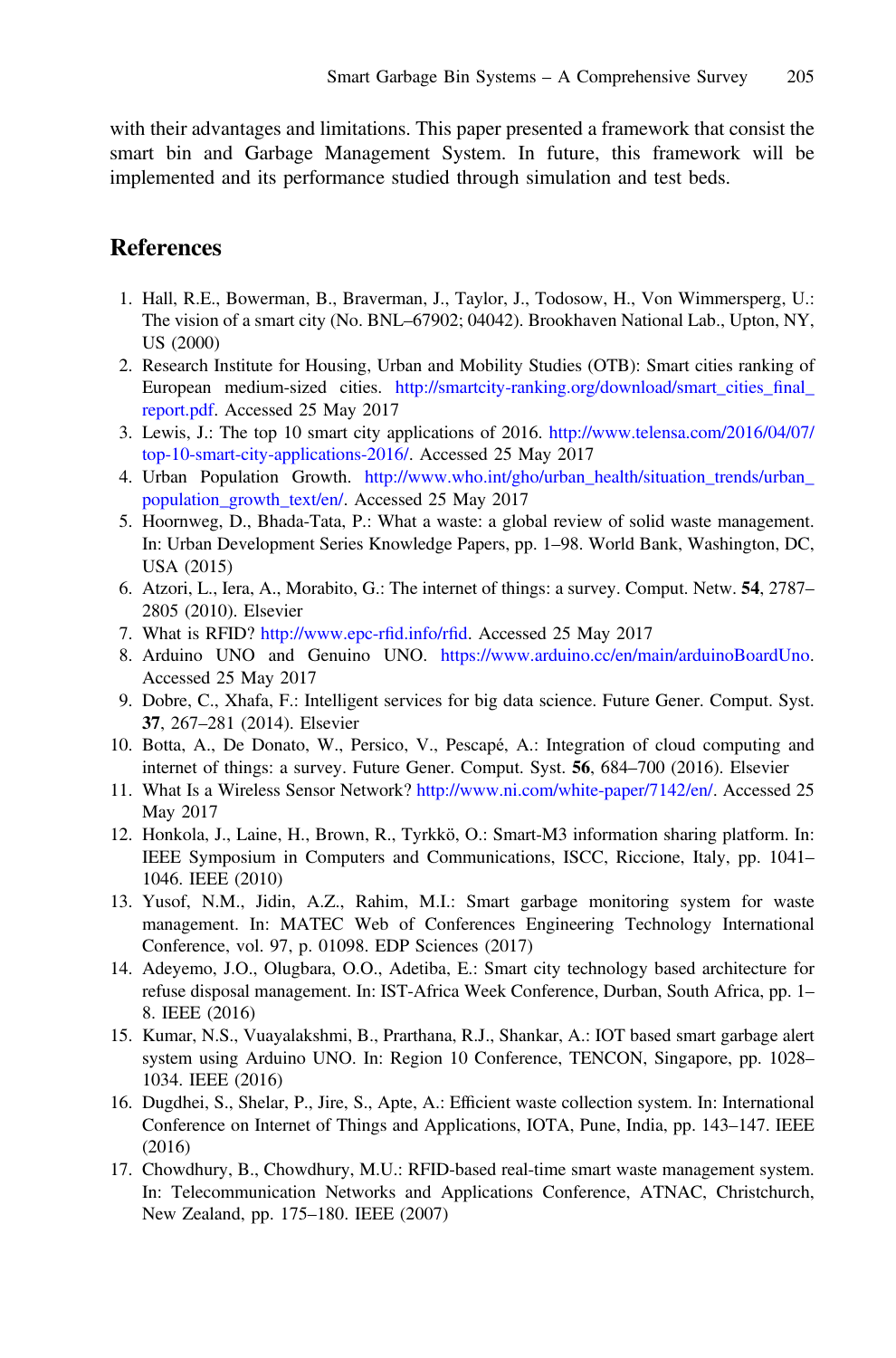with their advantages and limitations. This paper presented a framework that consist the smart bin and Garbage Management System. In future, this framework will be implemented and its performance studied through simulation and test beds.

## References

1. Hall, R.E., Bowerman, B., Braverman, J., Taylor, J., Todosow, H., Von Wimmersperg, U.: The vision of a smart city (No. BNL–67902; 04042). Brookhaven National Lab., Upton, NY, US (2000)
2. Research Institute for Housing, Urban and Mobility Studies (OTB): Smart cities ranking of European medium-sized cities. http://smartcity-ranking.org/download/smart_cities_final_report.pdf. Accessed 25 May 2017
3. Lewis, J.: The top 10 smart city applications of 2016. http://www.telensa.com/2016/04/07/top-10-smart-city-applications-2016/. Accessed 25 May 2017
4. Urban Population Growth. http://www.who.int/gho/urban_health/situation_trends/urban_population_growth_text/en/. Accessed 25 May 2017
5. Hoornweg, D., Bhada-Tata, P.: What a waste: a global review of solid waste management. In: Urban Development Series Knowledge Papers, pp. 1–98. World Bank, Washington, DC, USA (2015)
6. Atzori, L., Iera, A., Morabito, G.: The internet of things: a survey. Comput. Netw. **54**, 2787–2805 (2010). Elsevier
7. What is RFID? http://www.epc-rfid.info/rfid. Accessed 25 May 2017
8. Arduino UNO and Genuino UNO. https://www.arduino.cc/en/main/arduinoBoardUno. Accessed 25 May 2017
9. Dobre, C., Xhafa, F.: Intelligent services for big data science. Future Gener. Comput. Syst. **37**, 267–281 (2014). Elsevier
10. Botta, A., De Donato, W., Persico, V., Pescapé, A.: Integration of cloud computing and internet of things: a survey. Future Gener. Comput. Syst. **56**, 684–700 (2016). Elsevier
11. What Is a Wireless Sensor Network? http://www.ni.com/white-paper/7142/en/. Accessed 25 May 2017
12. Honkola, J., Laine, H., Brown, R., Tyrkkö, O.: Smart-M3 information sharing platform. In: IEEE Symposium in Computers and Communications, ISCC, Riccione, Italy, pp. 1041–1046. IEEE (2010)
13. Yusof, N.M., Jidin, A.Z., Rahim, M.I.: Smart garbage monitoring system for waste management. In: MATEC Web of Conferences Engineering Technology International Conference, vol. 97, p. 01098. EDP Sciences (2017)
14. Adeyemo, J.O., Olugbara, O.O., Adetiba, E.: Smart city technology based architecture for refuse disposal management. In: IST-Africa Week Conference, Durban, South Africa, pp. 1–8. IEEE (2016)
15. Kumar, N.S., Vuayalakshmi, B., Prarthana, R.J., Shankar, A.: IOT based smart garbage alert system using Arduino UNO. In: Region 10 Conference, TENCON, Singapore, pp. 1028–1034. IEEE (2016)
16. Dugdhei, S., Shelar, P., Jire, S., Apte, A.: Efficient waste collection system. In: International Conference on Internet of Things and Applications, IOTA, Pune, India, pp. 143–147. IEEE (2016)
17. Chowdhury, B., Chowdhury, M.U.: RFID-based real-time smart waste management system. In: Telecommunication Networks and Applications Conference, ATNAC, Christchurch, New Zealand, pp. 175–180. IEEE (2007)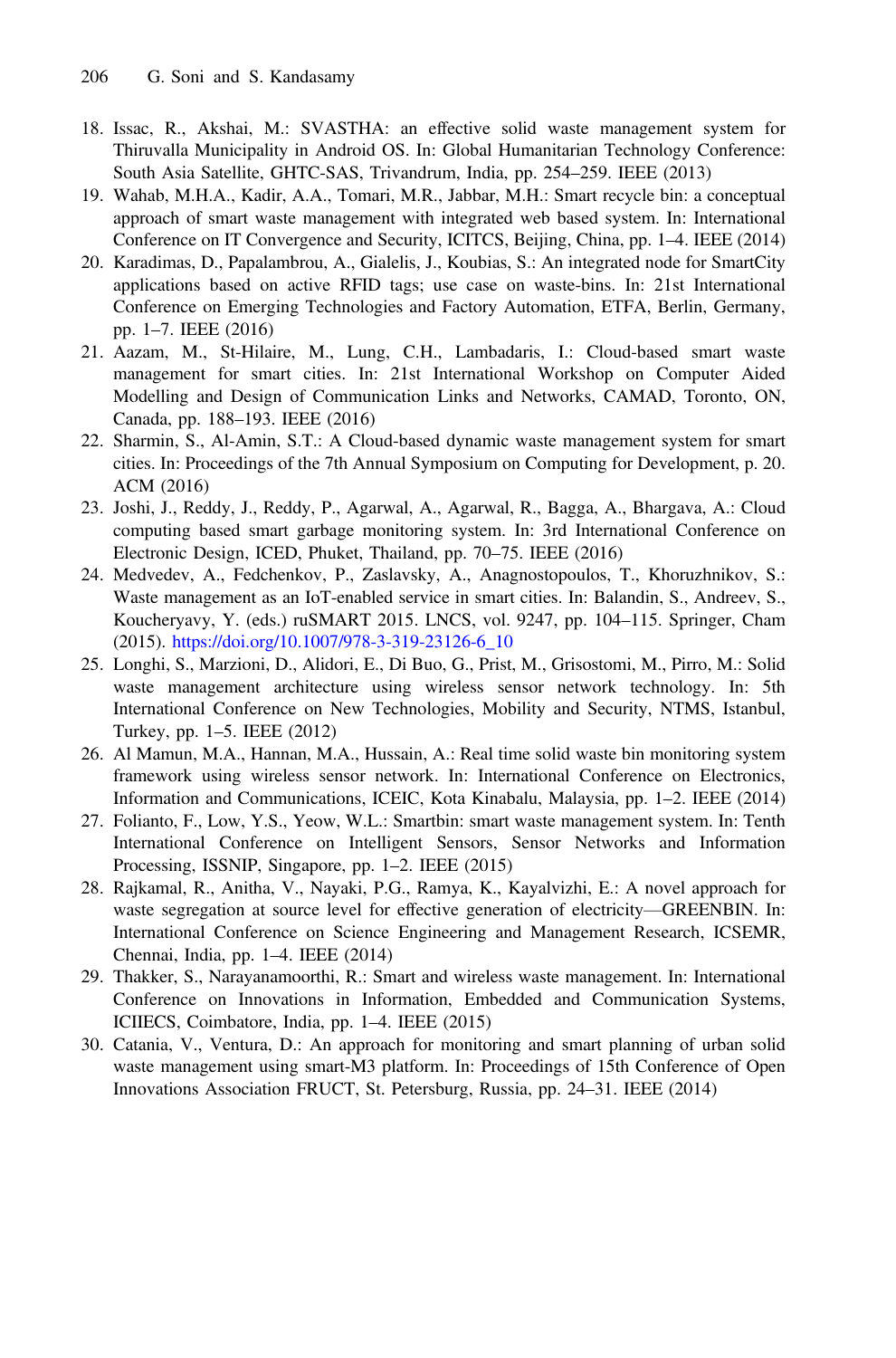18. Issac, R., Akshai, M.: SVASTHA: an effective solid waste management system for Thiruvalla Municipality in Android OS. In: Global Humanitarian Technology Conference: South Asia Satellite, GHTC-SAS, Trivandrum, India, pp. 254–259. IEEE (2013)
19. Wahab, M.H.A., Kadir, A.A., Tomari, M.R., Jabbar, M.H.: Smart recycle bin: a conceptual approach of smart waste management with integrated web based system. In: International Conference on IT Convergence and Security, ICITCS, Beijing, China, pp. 1–4. IEEE (2014)
20. Karadimas, D., Papalambrou, A., Gialelis, J., Koubias, S.: An integrated node for SmartCity applications based on active RFID tags; use case on waste-bins. In: 21st International Conference on Emerging Technologies and Factory Automation, ETFA, Berlin, Germany, pp. 1–7. IEEE (2016)
21. Aazam, M., St-Hilaire, M., Lung, C.H., Lambadaris, I.: Cloud-based smart waste management for smart cities. In: 21st International Workshop on Computer Aided Modelling and Design of Communication Links and Networks, CAMAD, Toronto, ON, Canada, pp. 188–193. IEEE (2016)
22. Sharmin, S., Al-Amin, S.T.: A Cloud-based dynamic waste management system for smart cities. In: Proceedings of the 7th Annual Symposium on Computing for Development, p. 20. ACM (2016)
23. Joshi, J., Reddy, J., Reddy, P., Agarwal, A., Agarwal, R., Bagga, A., Bhargava, A.: Cloud computing based smart garbage monitoring system. In: 3rd International Conference on Electronic Design, ICED, Phuket, Thailand, pp. 70–75. IEEE (2016)
24. Medvedev, A., Fedchenkov, P., Zaslavsky, A., Anagnostopoulos, T., Khoruzhnikov, S.: Waste management as an IoT-enabled service in smart cities. In: Balandin, S., Andreev, S., Koucheryavy, Y. (eds.) ruSMART 2015. LNCS, vol. 9247, pp. 104–115. Springer, Cham (2015). https://doi.org/10.1007/978-3-319-23126-6_10
25. Longhi, S., Marzioni, D., Alidori, E., Di Buo, G., Prist, M., Grisostomi, M., Pirro, M.: Solid waste management architecture using wireless sensor network technology. In: 5th International Conference on New Technologies, Mobility and Security, NTMS, Istanbul, Turkey, pp. 1–5. IEEE (2012)
26. Al Mamun, M.A., Hannan, M.A., Hussain, A.: Real time solid waste bin monitoring system framework using wireless sensor network. In: International Conference on Electronics, Information and Communications, ICEIC, Kota Kinabalu, Malaysia, pp. 1–2. IEEE (2014)
27. Folianto, F., Low, Y.S., Yeow, W.L.: Smartbin: smart waste management system. In: Tenth International Conference on Intelligent Sensors, Sensor Networks and Information Processing, ISSNIP, Singapore, pp. 1–2. IEEE (2015)
28. Rajkamal, R., Anitha, V., Nayaki, P.G., Ramya, K., Kayalvizhi, E.: A novel approach for waste segregation at source level for effective generation of electricity—GREENBIN. In: International Conference on Science Engineering and Management Research, ICSEMR, Chennai, India, pp. 1–4. IEEE (2014)
29. Thakker, S., Narayanamoorthi, R.: Smart and wireless waste management. In: International Conference on Innovations in Information, Embedded and Communication Systems, ICIIECS, Coimbatore, India, pp. 1–4. IEEE (2015)
30. Catania, V., Ventura, D.: An approach for monitoring and smart planning of urban solid waste management using smart-M3 platform. In: Proceedings of 15th Conference of Open Innovations Association FRUCT, St. Petersburg, Russia, pp. 24–31. IEEE (2014)